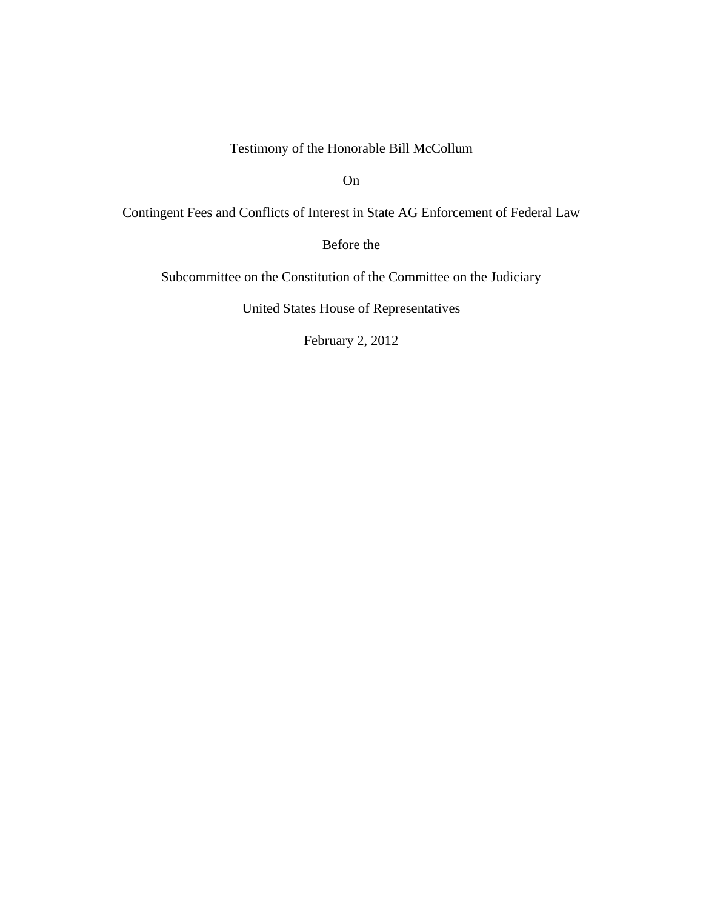Testimony of the Honorable Bill McCollum

On

Contingent Fees and Conflicts of Interest in State AG Enforcement of Federal Law

Before the

Subcommittee on the Constitution of the Committee on the Judiciary

United States House of Representatives

February 2, 2012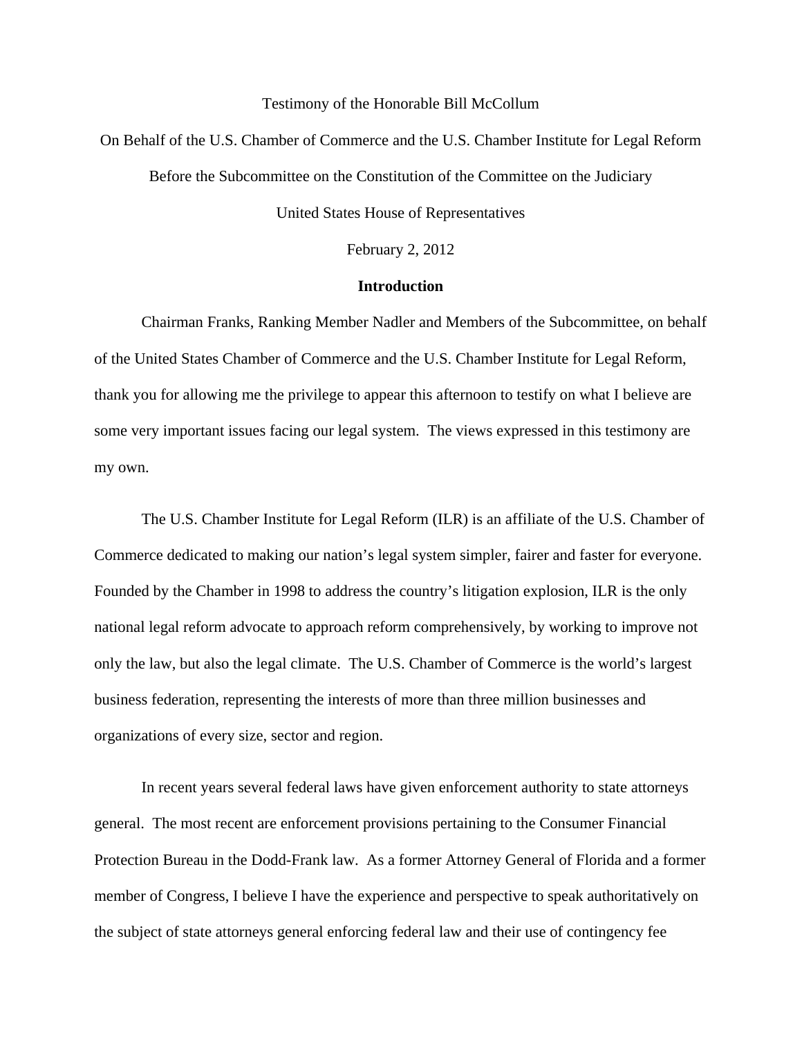Testimony of the Honorable Bill McCollum

On Behalf of the U.S. Chamber of Commerce and the U.S. Chamber Institute for Legal Reform

Before the Subcommittee on the Constitution of the Committee on the Judiciary

United States House of Representatives

February 2, 2012

## Introduction

Chairman Franks, Ranking Member Nadler and Members of the Subcommittee, on behalf of the United States Chamber of Commerce and the U.S. Chamber Institute for Legal Reform, thank you for allowing me the privilege to appear this afternoon to testify on what I believe are some very important issues facing our legal system. The views expressed in this testimony are my own.

The U.S. Chamber Institute for Legal Reform (ILR) is an affiliate of the U.S. Chamber of Commerce dedicated to making our nation's legal system simpler, fairer and faster for everyone. Founded by the Chamber in 1998 to address the country's litigation explosion, ILR is the only national legal reform advocate to approach reform comprehensively, by working to improve not only the law, but also the legal climate. The U.S. Chamber of Commerce is the world's largest business federation, representing the interests of more than three million businesses and organizations of every size, sector and region.

In recent years several federal laws have given enforcement authority to state attorneys general. The most recent are enforcement provisions pertaining to the Consumer Financial Protection Bureau in the Dodd-Frank law. As a former Attorney General of Florida and a former member of Congress, I believe I have the experience and perspective to speak authoritatively on the subject of state attorneys general enforcing federal law and their use of contingency fee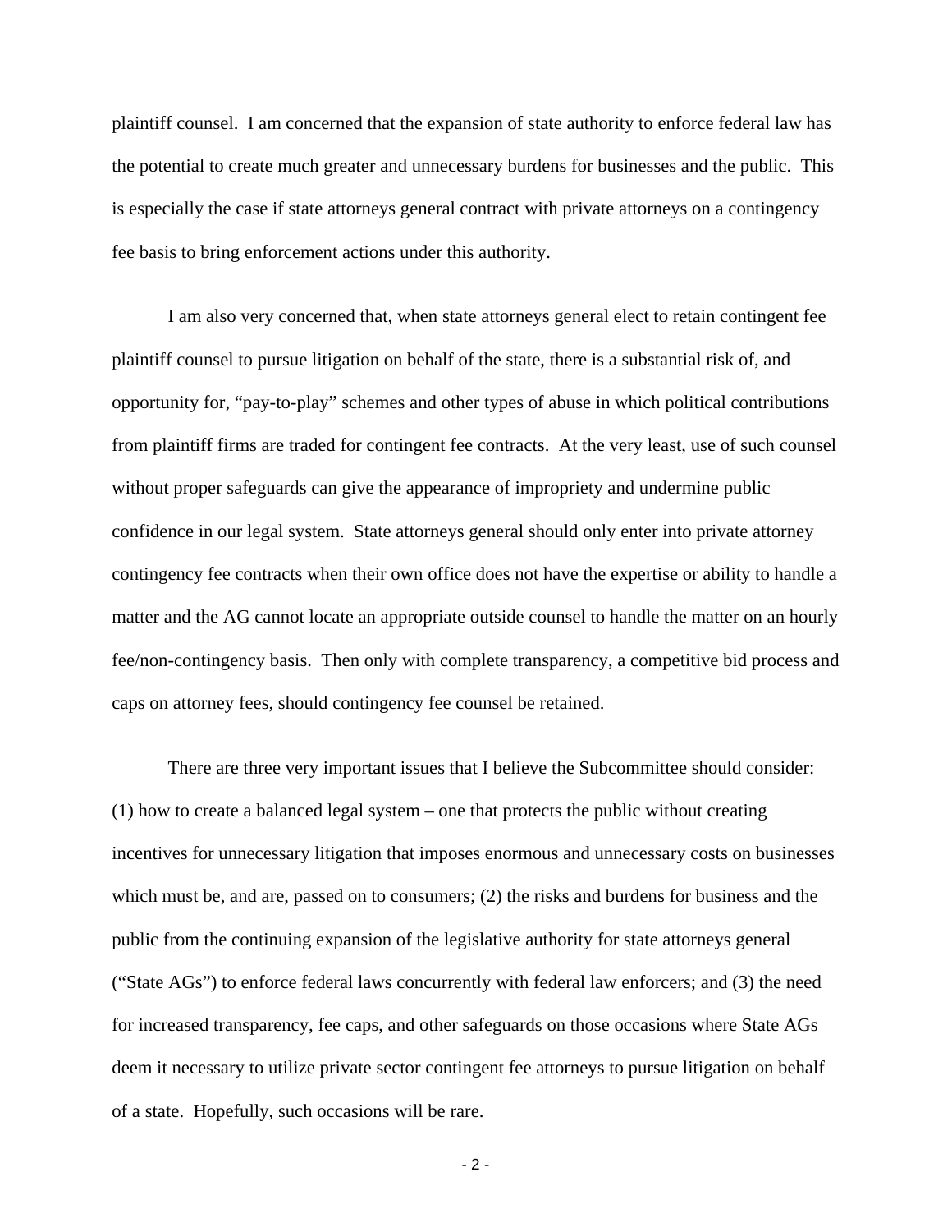plaintiff counsel. I am concerned that the expansion of state authority to enforce federal law has the potential to create much greater and unnecessary burdens for businesses and the public. This is especially the case if state attorneys general contract with private attorneys on a contingency fee basis to bring enforcement actions under this authority.

I am also very concerned that, when state attorneys general elect to retain contingent fee plaintiff counsel to pursue litigation on behalf of the state, there is a substantial risk of, and opportunity for, "pay-to-play" schemes and other types of abuse in which political contributions from plaintiff firms are traded for contingent fee contracts. At the very least, use of such counsel without proper safeguards can give the appearance of impropriety and undermine public confidence in our legal system. State attorneys general should only enter into private attorney contingency fee contracts when their own office does not have the expertise or ability to handle a matter and the AG cannot locate an appropriate outside counsel to handle the matter on an hourly fee/non-contingency basis. Then only with complete transparency, a competitive bid process and caps on attorney fees, should contingency fee counsel be retained.

There are three very important issues that I believe the Subcommittee should consider: (1) how to create a balanced legal system – one that protects the public without creating incentives for unnecessary litigation that imposes enormous and unnecessary costs on businesses which must be, and are, passed on to consumers; (2) the risks and burdens for business and the public from the continuing expansion of the legislative authority for state attorneys general ("State AGs") to enforce federal laws concurrently with federal law enforcers; and (3) the need for increased transparency, fee caps, and other safeguards on those occasions where State AGs deem it necessary to utilize private sector contingent fee attorneys to pursue litigation on behalf of a state. Hopefully, such occasions will be rare.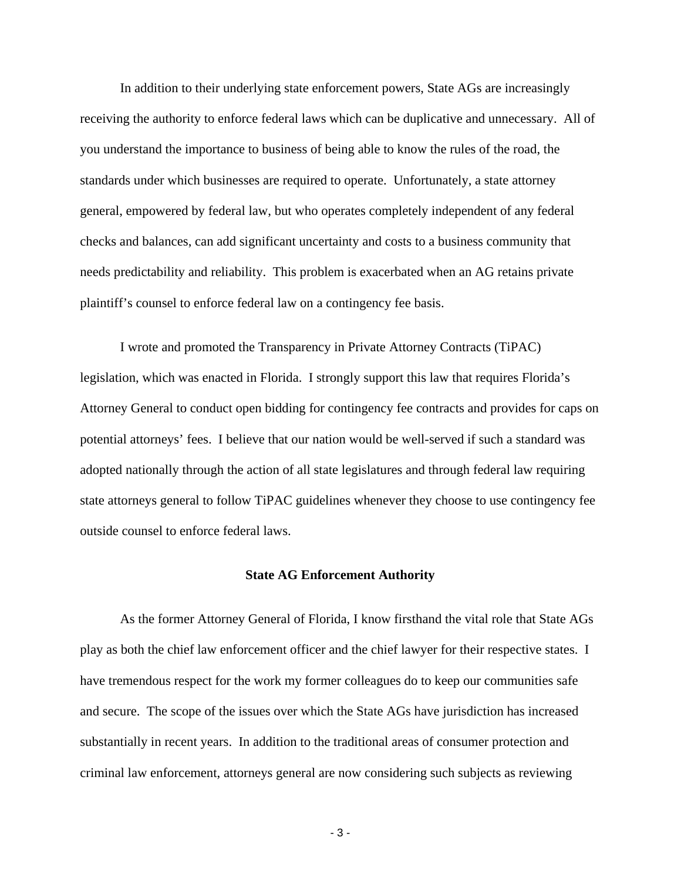In addition to their underlying state enforcement powers, State AGs are increasingly receiving the authority to enforce federal laws which can be duplicative and unnecessary. All of you understand the importance to business of being able to know the rules of the road, the standards under which businesses are required to operate. Unfortunately, a state attorney general, empowered by federal law, but who operates completely independent of any federal checks and balances, can add significant uncertainty and costs to a business community that needs predictability and reliability. This problem is exacerbated when an AG retains private plaintiff's counsel to enforce federal law on a contingency fee basis.

I wrote and promoted the Transparency in Private Attorney Contracts (TiPAC) legislation, which was enacted in Florida. I strongly support this law that requires Florida's Attorney General to conduct open bidding for contingency fee contracts and provides for caps on potential attorneys' fees. I believe that our nation would be well-served if such a standard was adopted nationally through the action of all state legislatures and through federal law requiring state attorneys general to follow TiPAC guidelines whenever they choose to use contingency fee outside counsel to enforce federal laws.

**State AG Enforcement Authority**

As the former Attorney General of Florida, I know firsthand the vital role that State AGs play as both the chief law enforcement officer and the chief lawyer for their respective states. I have tremendous respect for the work my former colleagues do to keep our communities safe and secure. The scope of the issues over which the State AGs have jurisdiction has increased substantially in recent years. In addition to the traditional areas of consumer protection and criminal law enforcement, attorneys general are now considering such subjects as reviewing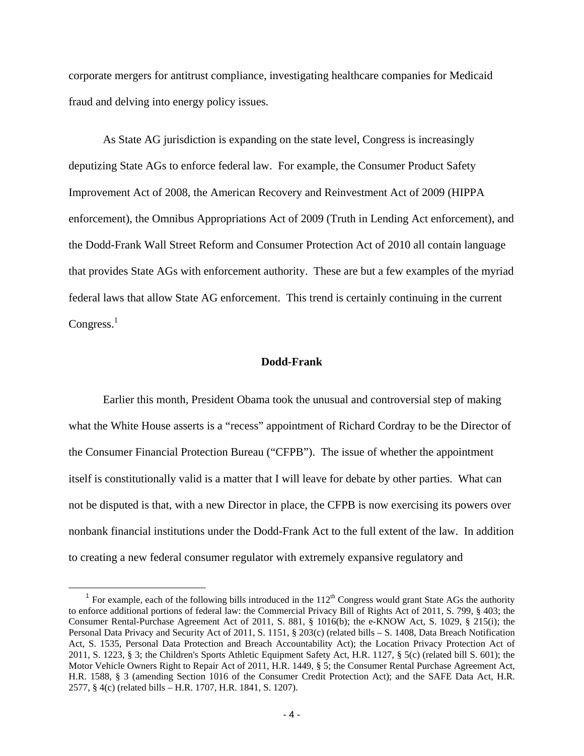corporate mergers for antitrust compliance, investigating healthcare companies for Medicaid fraud and delving into energy policy issues.

As State AG jurisdiction is expanding on the state level, Congress is increasingly deputizing State AGs to enforce federal law. For example, the Consumer Product Safety Improvement Act of 2008, the American Recovery and Reinvestment Act of 2009 (HIPPA enforcement), the Omnibus Appropriations Act of 2009 (Truth in Lending Act enforcement), and the Dodd-Frank Wall Street Reform and Consumer Protection Act of 2010 all contain language that provides State AGs with enforcement authority. These are but a few examples of the myriad federal laws that allow State AG enforcement. This trend is certainly continuing in the current Congress.[1]

**Dodd-Frank**

Earlier this month, President Obama took the unusual and controversial step of making what the White House asserts is a "recess" appointment of Richard Cordray to be the Director of the Consumer Financial Protection Bureau ("CFPB"). The issue of whether the appointment itself is constitutionally valid is a matter that I will leave for debate by other parties. What can not be disputed is that, with a new Director in place, the CFPB is now exercising its powers over nonbank financial institutions under the Dodd-Frank Act to the full extent of the law. In addition to creating a new federal consumer regulator with extremely expansive regulatory and

[1] For example, each of the following bills introduced in the 112th Congress would grant State AGs the authority to enforce additional portions of federal law: the Commercial Privacy Bill of Rights Act of 2011, S. 799, § 403; the Consumer Rental-Purchase Agreement Act of 2011, S. 881, § 1016(b); the e-KNOW Act, S. 1029, § 215(i); the Personal Data Privacy and Security Act of 2011, S. 1151, § 203(c) (related bills – S. 1408, Data Breach Notification Act, S. 1535, Personal Data Protection and Breach Accountability Act); the Location Privacy Protection Act of 2011, S. 1223, § 3; the Children's Sports Athletic Equipment Safety Act, H.R. 1127, § 5(c) (related bill S. 601); the Motor Vehicle Owners Right to Repair Act of 2011, H.R. 1449, § 5; the Consumer Rental Purchase Agreement Act, H.R. 1588, § 3 (amending Section 1016 of the Consumer Credit Protection Act); and the SAFE Data Act, H.R. 2577, § 4(c) (related bills – H.R. 1707, H.R. 1841, S. 1207).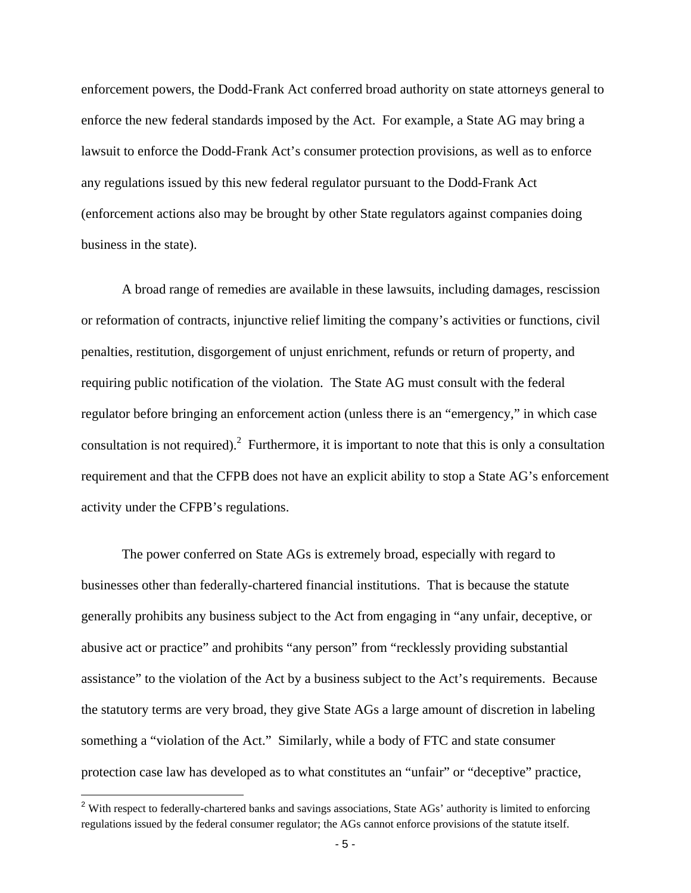enforcement powers, the Dodd-Frank Act conferred broad authority on state attorneys general to enforce the new federal standards imposed by the Act. For example, a State AG may bring a lawsuit to enforce the Dodd-Frank Act's consumer protection provisions, as well as to enforce any regulations issued by this new federal regulator pursuant to the Dodd-Frank Act (enforcement actions also may be brought by other State regulators against companies doing business in the state).

A broad range of remedies are available in these lawsuits, including damages, rescission or reformation of contracts, injunctive relief limiting the company's activities or functions, civil penalties, restitution, disgorgement of unjust enrichment, refunds or return of property, and requiring public notification of the violation. The State AG must consult with the federal regulator before bringing an enforcement action (unless there is an "emergency," in which case consultation is not required).[2] Furthermore, it is important to note that this is only a consultation requirement and that the CFPB does not have an explicit ability to stop a State AG's enforcement activity under the CFPB's regulations.

The power conferred on State AGs is extremely broad, especially with regard to businesses other than federally-chartered financial institutions. That is because the statute generally prohibits any business subject to the Act from engaging in "any unfair, deceptive, or abusive act or practice" and prohibits "any person" from "recklessly providing substantial assistance" to the violation of the Act by a business subject to the Act's requirements. Because the statutory terms are very broad, they give State AGs a large amount of discretion in labeling something a "violation of the Act." Similarly, while a body of FTC and state consumer protection case law has developed as to what constitutes an "unfair" or "deceptive" practice,

---

[2] With respect to federally-chartered banks and savings associations, State AGs' authority is limited to enforcing regulations issued by the federal consumer regulator; the AGs cannot enforce provisions of the statute itself.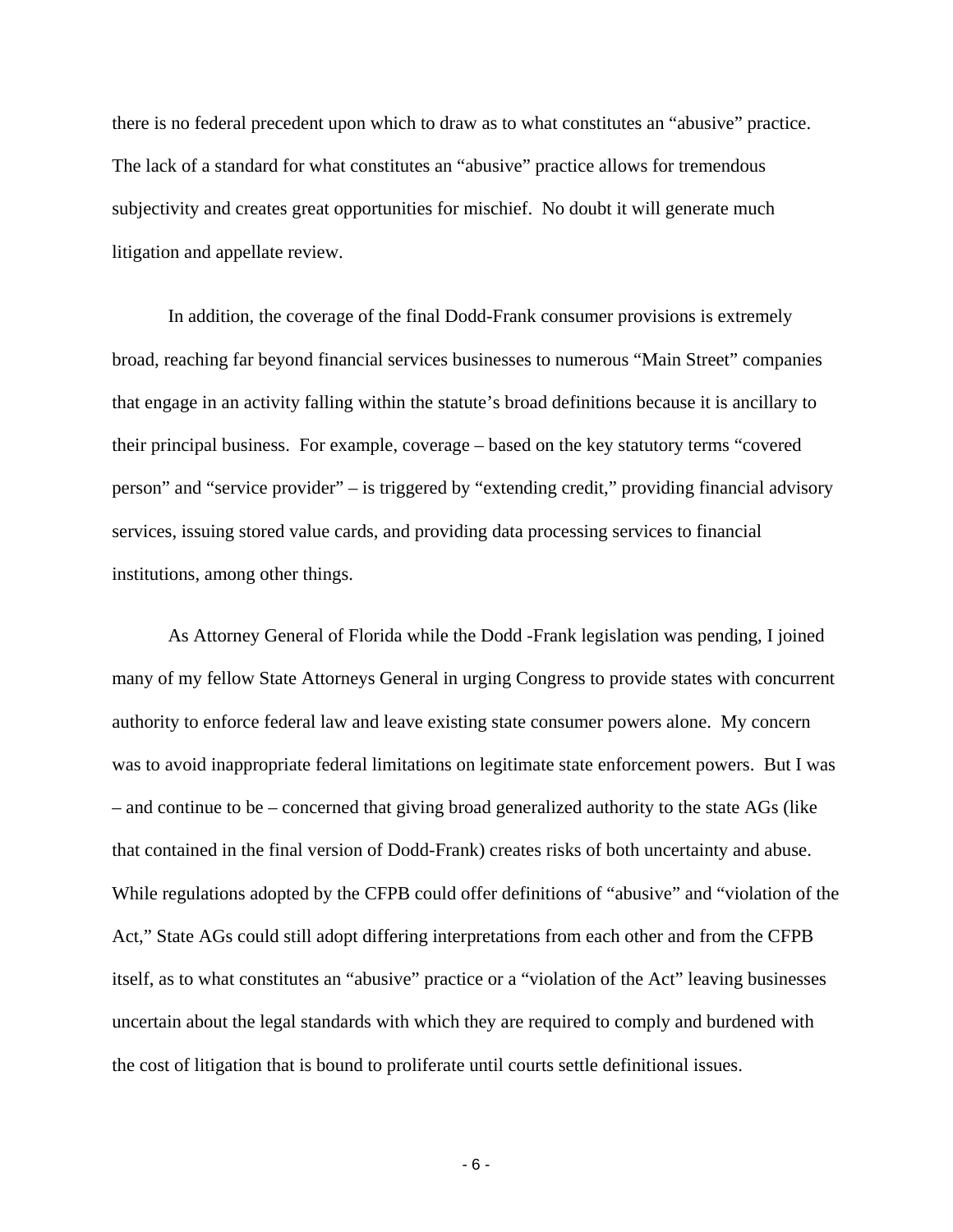there is no federal precedent upon which to draw as to what constitutes an "abusive" practice. The lack of a standard for what constitutes an "abusive" practice allows for tremendous subjectivity and creates great opportunities for mischief. No doubt it will generate much litigation and appellate review.

In addition, the coverage of the final Dodd-Frank consumer provisions is extremely broad, reaching far beyond financial services businesses to numerous "Main Street" companies that engage in an activity falling within the statute's broad definitions because it is ancillary to their principal business. For example, coverage – based on the key statutory terms "covered person" and "service provider" – is triggered by "extending credit," providing financial advisory services, issuing stored value cards, and providing data processing services to financial institutions, among other things.

As Attorney General of Florida while the Dodd -Frank legislation was pending, I joined many of my fellow State Attorneys General in urging Congress to provide states with concurrent authority to enforce federal law and leave existing state consumer powers alone. My concern was to avoid inappropriate federal limitations on legitimate state enforcement powers. But I was – and continue to be – concerned that giving broad generalized authority to the state AGs (like that contained in the final version of Dodd-Frank) creates risks of both uncertainty and abuse. While regulations adopted by the CFPB could offer definitions of "abusive" and "violation of the Act," State AGs could still adopt differing interpretations from each other and from the CFPB itself, as to what constitutes an "abusive" practice or a "violation of the Act" leaving businesses uncertain about the legal standards with which they are required to comply and burdened with the cost of litigation that is bound to proliferate until courts settle definitional issues.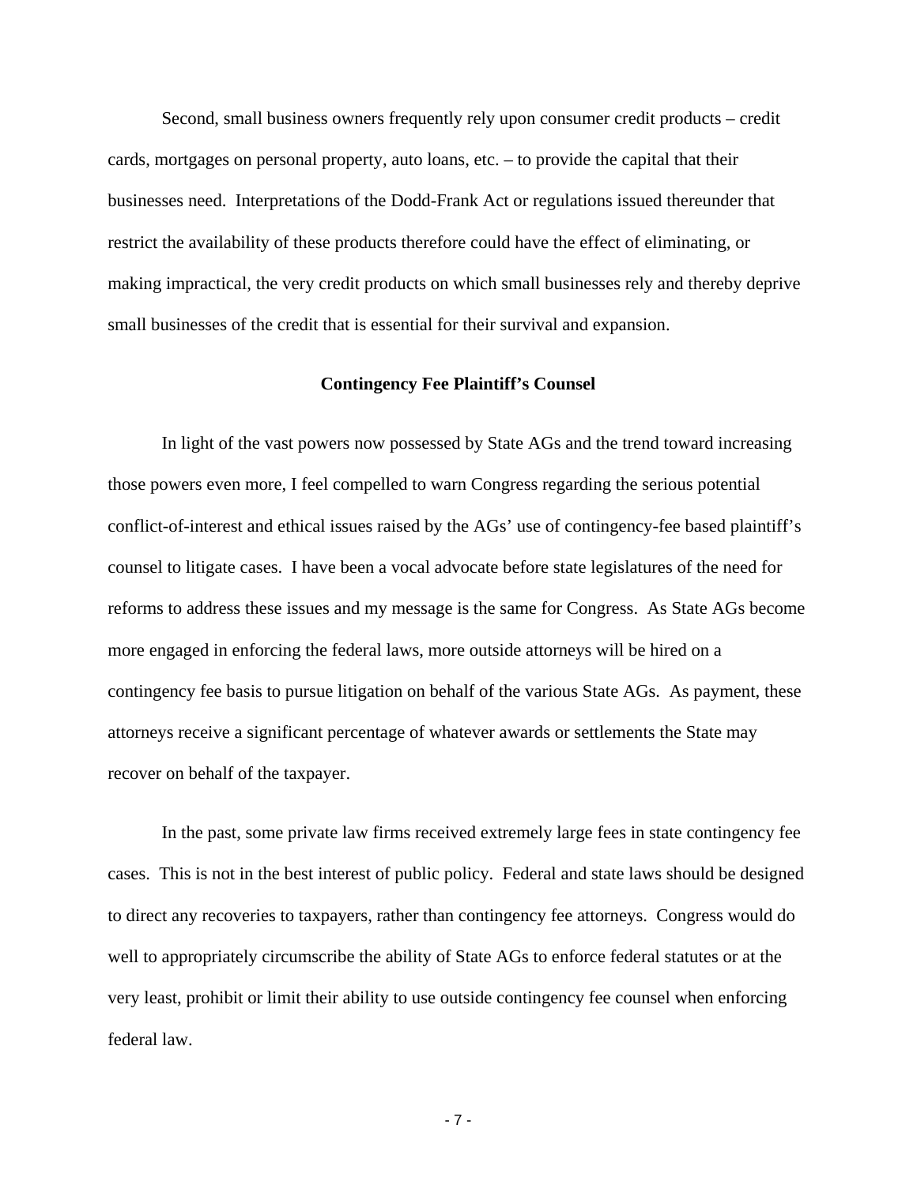Second, small business owners frequently rely upon consumer credit products – credit cards, mortgages on personal property, auto loans, etc. – to provide the capital that their businesses need. Interpretations of the Dodd-Frank Act or regulations issued thereunder that restrict the availability of these products therefore could have the effect of eliminating, or making impractical, the very credit products on which small businesses rely and thereby deprive small businesses of the credit that is essential for their survival and expansion.

**Contingency Fee Plaintiff's Counsel**

In light of the vast powers now possessed by State AGs and the trend toward increasing those powers even more, I feel compelled to warn Congress regarding the serious potential conflict-of-interest and ethical issues raised by the AGs' use of contingency-fee based plaintiff's counsel to litigate cases. I have been a vocal advocate before state legislatures of the need for reforms to address these issues and my message is the same for Congress. As State AGs become more engaged in enforcing the federal laws, more outside attorneys will be hired on a contingency fee basis to pursue litigation on behalf of the various State AGs. As payment, these attorneys receive a significant percentage of whatever awards or settlements the State may recover on behalf of the taxpayer.

In the past, some private law firms received extremely large fees in state contingency fee cases. This is not in the best interest of public policy. Federal and state laws should be designed to direct any recoveries to taxpayers, rather than contingency fee attorneys. Congress would do well to appropriately circumscribe the ability of State AGs to enforce federal statutes or at the very least, prohibit or limit their ability to use outside contingency fee counsel when enforcing federal law.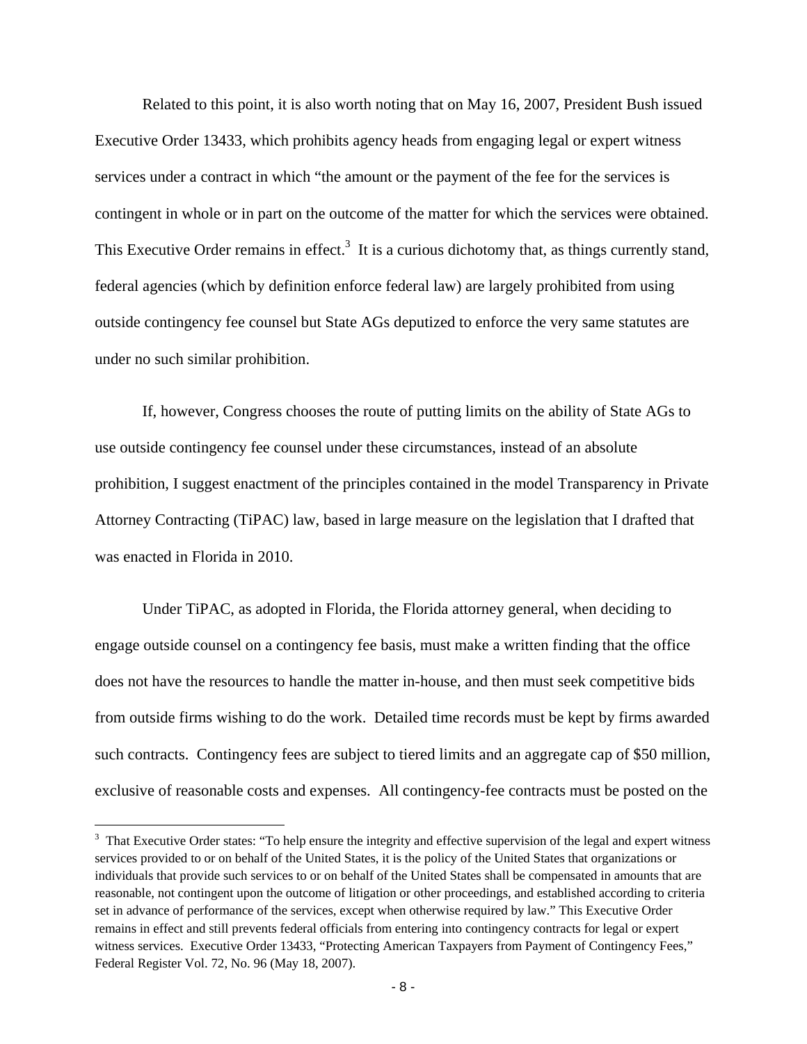Related to this point, it is also worth noting that on May 16, 2007, President Bush issued Executive Order 13433, which prohibits agency heads from engaging legal or expert witness services under a contract in which "the amount or the payment of the fee for the services is contingent in whole or in part on the outcome of the matter for which the services were obtained. This Executive Order remains in effect.[3] It is a curious dichotomy that, as things currently stand, federal agencies (which by definition enforce federal law) are largely prohibited from using outside contingency fee counsel but State AGs deputized to enforce the very same statutes are under no such similar prohibition.

If, however, Congress chooses the route of putting limits on the ability of State AGs to use outside contingency fee counsel under these circumstances, instead of an absolute prohibition, I suggest enactment of the principles contained in the model Transparency in Private Attorney Contracting (TiPAC) law, based in large measure on the legislation that I drafted that was enacted in Florida in 2010.

Under TiPAC, as adopted in Florida, the Florida attorney general, when deciding to engage outside counsel on a contingency fee basis, must make a written finding that the office does not have the resources to handle the matter in-house, and then must seek competitive bids from outside firms wishing to do the work. Detailed time records must be kept by firms awarded such contracts. Contingency fees are subject to tiered limits and an aggregate cap of $50 million, exclusive of reasonable costs and expenses. All contingency-fee contracts must be posted on the

[3] That Executive Order states: "To help ensure the integrity and effective supervision of the legal and expert witness services provided to or on behalf of the United States, it is the policy of the United States that organizations or individuals that provide such services to or on behalf of the United States shall be compensated in amounts that are reasonable, not contingent upon the outcome of litigation or other proceedings, and established according to criteria set in advance of performance of the services, except when otherwise required by law." This Executive Order remains in effect and still prevents federal officials from entering into contingency contracts for legal or expert witness services. Executive Order 13433, "Protecting American Taxpayers from Payment of Contingency Fees," Federal Register Vol. 72, No. 96 (May 18, 2007).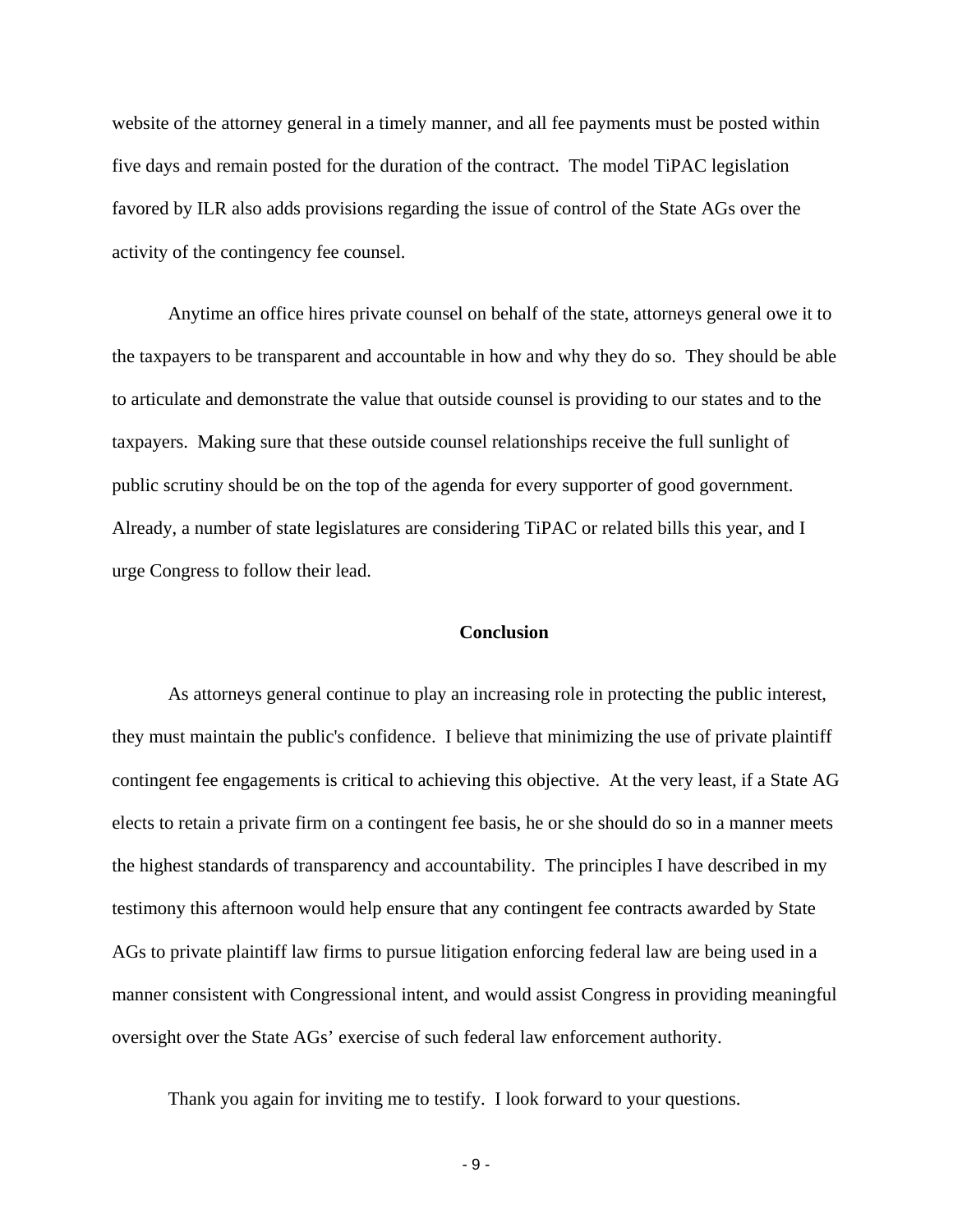website of the attorney general in a timely manner, and all fee payments must be posted within five days and remain posted for the duration of the contract. The model TiPAC legislation favored by ILR also adds provisions regarding the issue of control of the State AGs over the activity of the contingency fee counsel.

Anytime an office hires private counsel on behalf of the state, attorneys general owe it to the taxpayers to be transparent and accountable in how and why they do so. They should be able to articulate and demonstrate the value that outside counsel is providing to our states and to the taxpayers. Making sure that these outside counsel relationships receive the full sunlight of public scrutiny should be on the top of the agenda for every supporter of good government. Already, a number of state legislatures are considering TiPAC or related bills this year, and I urge Congress to follow their lead.

## Conclusion

As attorneys general continue to play an increasing role in protecting the public interest, they must maintain the public's confidence. I believe that minimizing the use of private plaintiff contingent fee engagements is critical to achieving this objective. At the very least, if a State AG elects to retain a private firm on a contingent fee basis, he or she should do so in a manner meets the highest standards of transparency and accountability. The principles I have described in my testimony this afternoon would help ensure that any contingent fee contracts awarded by State AGs to private plaintiff law firms to pursue litigation enforcing federal law are being used in a manner consistent with Congressional intent, and would assist Congress in providing meaningful oversight over the State AGs' exercise of such federal law enforcement authority.

Thank you again for inviting me to testify. I look forward to your questions.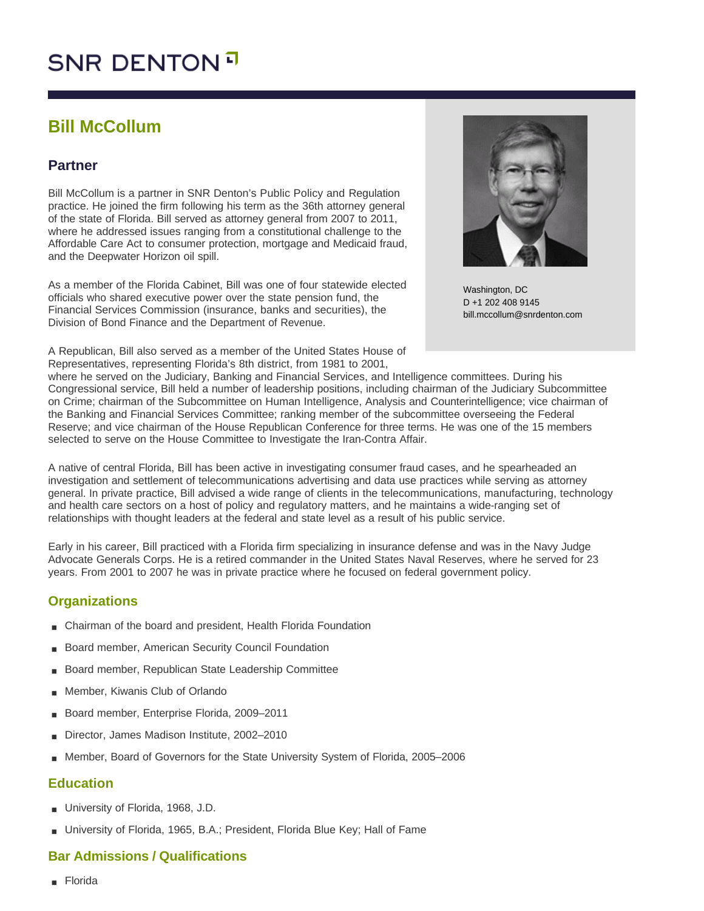# SNR DENTON

## Bill McCollum

### Partner

Washington, DC
D +1 202 408 9145
bill.mccollum@snrdenton.com

Bill McCollum is a partner in SNR Denton's Public Policy and Regulation practice. He joined the firm following his term as the 36th attorney general of the state of Florida. Bill served as attorney general from 2007 to 2011, where he addressed issues ranging from a constitutional challenge to the Affordable Care Act to consumer protection, mortgage and Medicaid fraud, and the Deepwater Horizon oil spill.

As a member of the Florida Cabinet, Bill was one of four statewide elected officials who shared executive power over the state pension fund, the Financial Services Commission (insurance, banks and securities), the Division of Bond Finance and the Department of Revenue.

A Republican, Bill also served as a member of the United States House of Representatives, representing Florida's 8th district, from 1981 to 2001, where he served on the Judiciary, Banking and Financial Services, and Intelligence committees. During his Congressional service, Bill held a number of leadership positions, including chairman of the Judiciary Subcommittee on Crime; chairman of the Subcommittee on Human Intelligence, Analysis and Counterintelligence; vice chairman of the Banking and Financial Services Committee; ranking member of the subcommittee overseeing the Federal Reserve; and vice chairman of the House Republican Conference for three terms. He was one of the 15 members selected to serve on the House Committee to Investigate the Iran-Contra Affair.

A native of central Florida, Bill has been active in investigating consumer fraud cases, and he spearheaded an investigation and settlement of telecommunications advertising and data use practices while serving as attorney general. In private practice, Bill advised a wide range of clients in the telecommunications, manufacturing, technology and health care sectors on a host of policy and regulatory matters, and he maintains a wide-ranging set of relationships with thought leaders at the federal and state level as a result of his public service.

Early in his career, Bill practiced with a Florida firm specializing in insurance defense and was in the Navy Judge Advocate Generals Corps. He is a retired commander in the United States Naval Reserves, where he served for 23 years. From 2001 to 2007 he was in private practice where he focused on federal government policy.

### Organizations

- Chairman of the board and president, Health Florida Foundation
- Board member, American Security Council Foundation
- Board member, Republican State Leadership Committee
- Member, Kiwanis Club of Orlando
- Board member, Enterprise Florida, 2009–2011
- Director, James Madison Institute, 2002–2010
- Member, Board of Governors for the State University System of Florida, 2005–2006

### Education

- University of Florida, 1968, J.D.
- University of Florida, 1965, B.A.; President, Florida Blue Key; Hall of Fame

### Bar Admissions / Qualifications

- Florida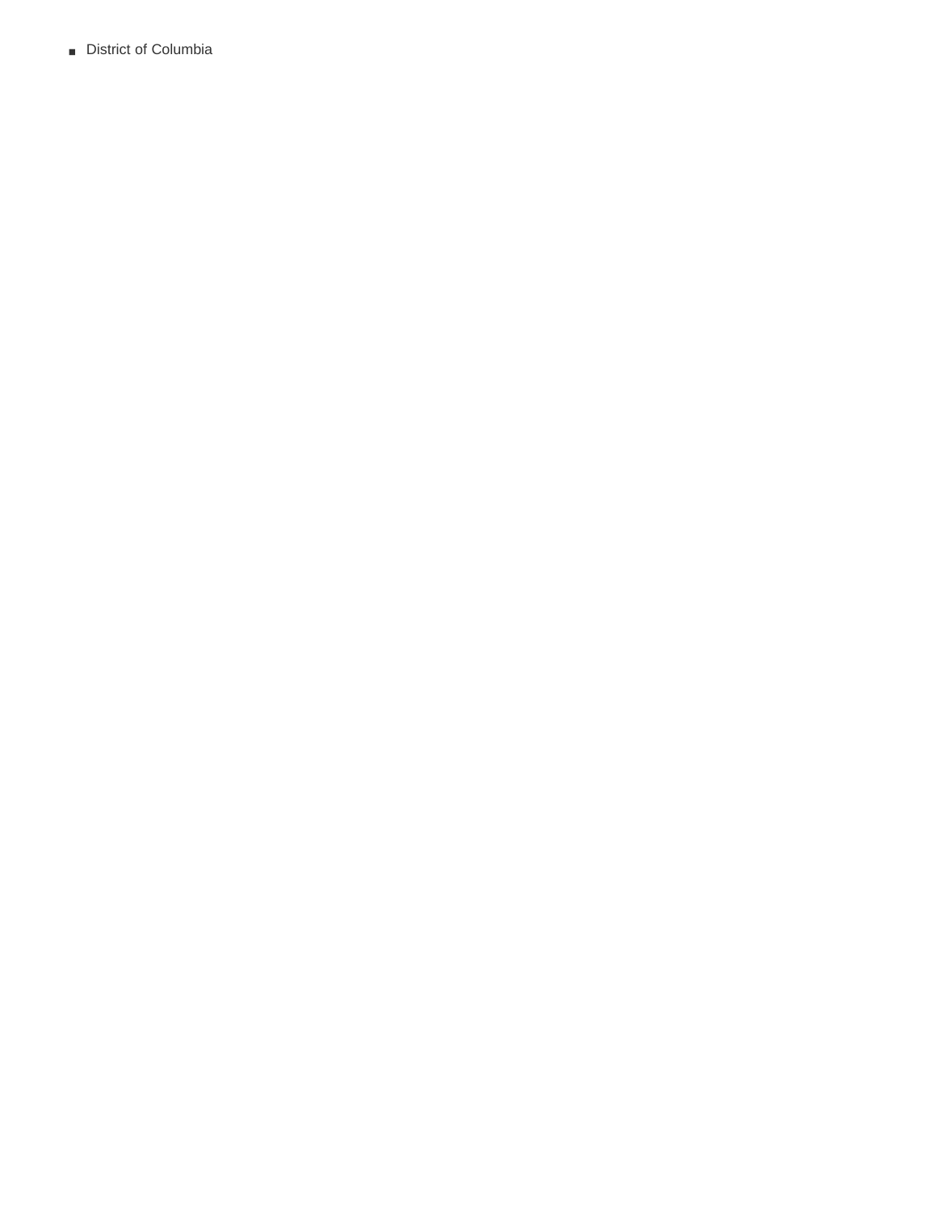- District of Columbia